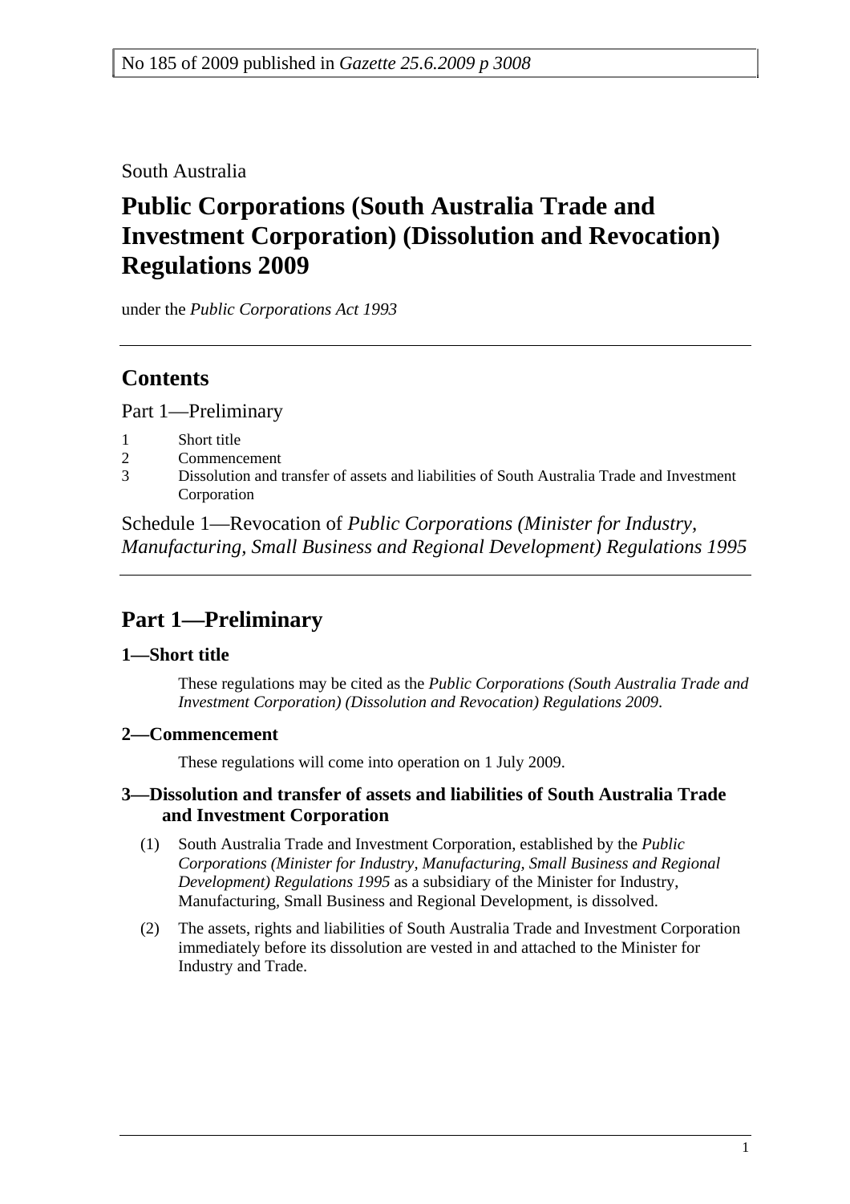No 185 of 2009 published in *Gazette 25.6.2009 p 3008*

South Australia

# Public Corporations (South Australia Trade and Investment Corporation) (Dissolution and Revocation) Regulations 2009

under the *Public Corporations Act 1993*

---

## Contents

Part 1—Preliminary

1 Short title
2 Commencement
3 Dissolution and transfer of assets and liabilities of South Australia Trade and Investment Corporation

Schedule 1—Revocation of *Public Corporations (Minister for Industry, Manufacturing, Small Business and Regional Development) Regulations 1995*

---

## Part 1—Preliminary

### 1—Short title

These regulations may be cited as the *Public Corporations (South Australia Trade and Investment Corporation) (Dissolution and Revocation) Regulations 2009*.

### 2—Commencement

These regulations will come into operation on 1 July 2009.

### 3—Dissolution and transfer of assets and liabilities of South Australia Trade and Investment Corporation

(1) South Australia Trade and Investment Corporation, established by the *Public Corporations (Minister for Industry, Manufacturing, Small Business and Regional Development) Regulations 1995* as a subsidiary of the Minister for Industry, Manufacturing, Small Business and Regional Development, is dissolved.

(2) The assets, rights and liabilities of South Australia Trade and Investment Corporation immediately before its dissolution are vested in and attached to the Minister for Industry and Trade.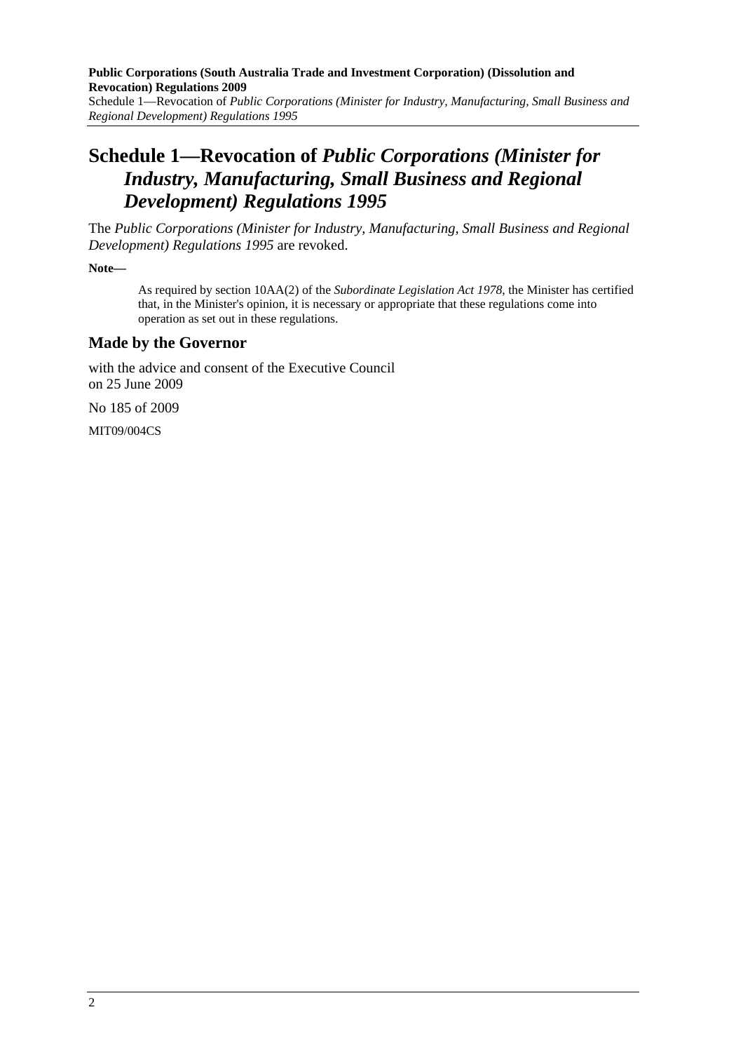# Schedule 1—Revocation of *Public Corporations (Minister for Industry, Manufacturing, Small Business and Regional Development) Regulations 1995*

The *Public Corporations (Minister for Industry, Manufacturing, Small Business and Regional Development) Regulations 1995* are revoked.

**Note—**

> As required by section 10AA(2) of the *Subordinate Legislation Act 1978*, the Minister has certified that, in the Minister's opinion, it is necessary or appropriate that these regulations come into operation as set out in these regulations.

## Made by the Governor

with the advice and consent of the Executive Council
on 25 June 2009

No 185 of 2009

MIT09/004CS